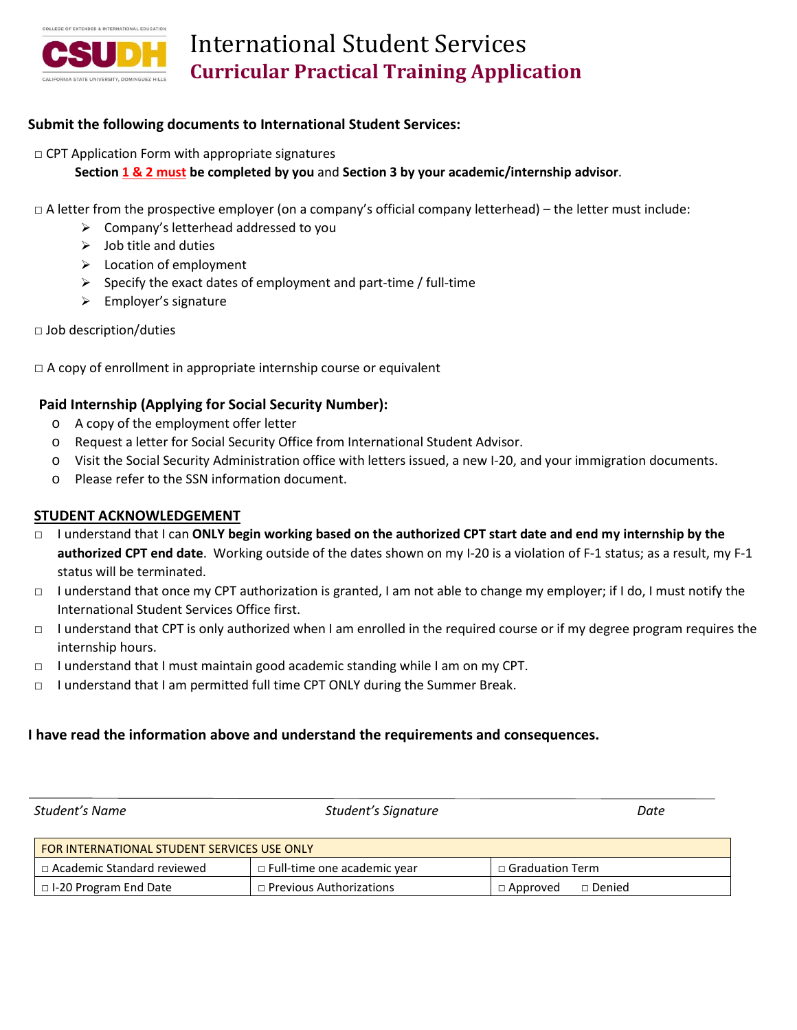# International Student Services
## Curricular Practical Training Application

**Submit the following documents to International Student Services:**

□ CPT Application Form with appropriate signatures

**Section 1 & 2 must be completed by you** and **Section 3 by your academic/internship advisor**.

□ A letter from the prospective employer (on a company's official company letterhead) – the letter must include:

- Company's letterhead addressed to you
- Job title and duties
- Location of employment
- Specify the exact dates of employment and part-time / full-time
- Employer's signature

□ Job description/duties

□ A copy of enrollment in appropriate internship course or equivalent

**Paid Internship (Applying for Social Security Number):**

- A copy of the employment offer letter
- Request a letter for Social Security Office from International Student Advisor.
- Visit the Social Security Administration office with letters issued, a new I-20, and your immigration documents.
- Please refer to the SSN information document.

**STUDENT ACKNOWLEDGEMENT**

- □ I understand that I can **ONLY begin working based on the authorized CPT start date and end my internship by the authorized CPT end date**. Working outside of the dates shown on my I-20 is a violation of F-1 status; as a result, my F-1 status will be terminated.
- □ I understand that once my CPT authorization is granted, I am not able to change my employer; if I do, I must notify the International Student Services Office first.
- □ I understand that CPT is only authorized when I am enrolled in the required course or if my degree program requires the internship hours.
- □ I understand that I must maintain good academic standing while I am on my CPT.
- □ I understand that I am permitted full time CPT ONLY during the Summer Break.

**I have read the information above and understand the requirements and consequences.**

_Student's Name_ _Student's Signature_ _Date_

| FOR INTERNATIONAL STUDENT SERVICES USE ONLY | | |
|---|---|---|
| □ Academic Standard reviewed | □ Full-time one academic year | □ Graduation Term |
| □ I-20 Program End Date | □ Previous Authorizations | □ Approved □ Denied |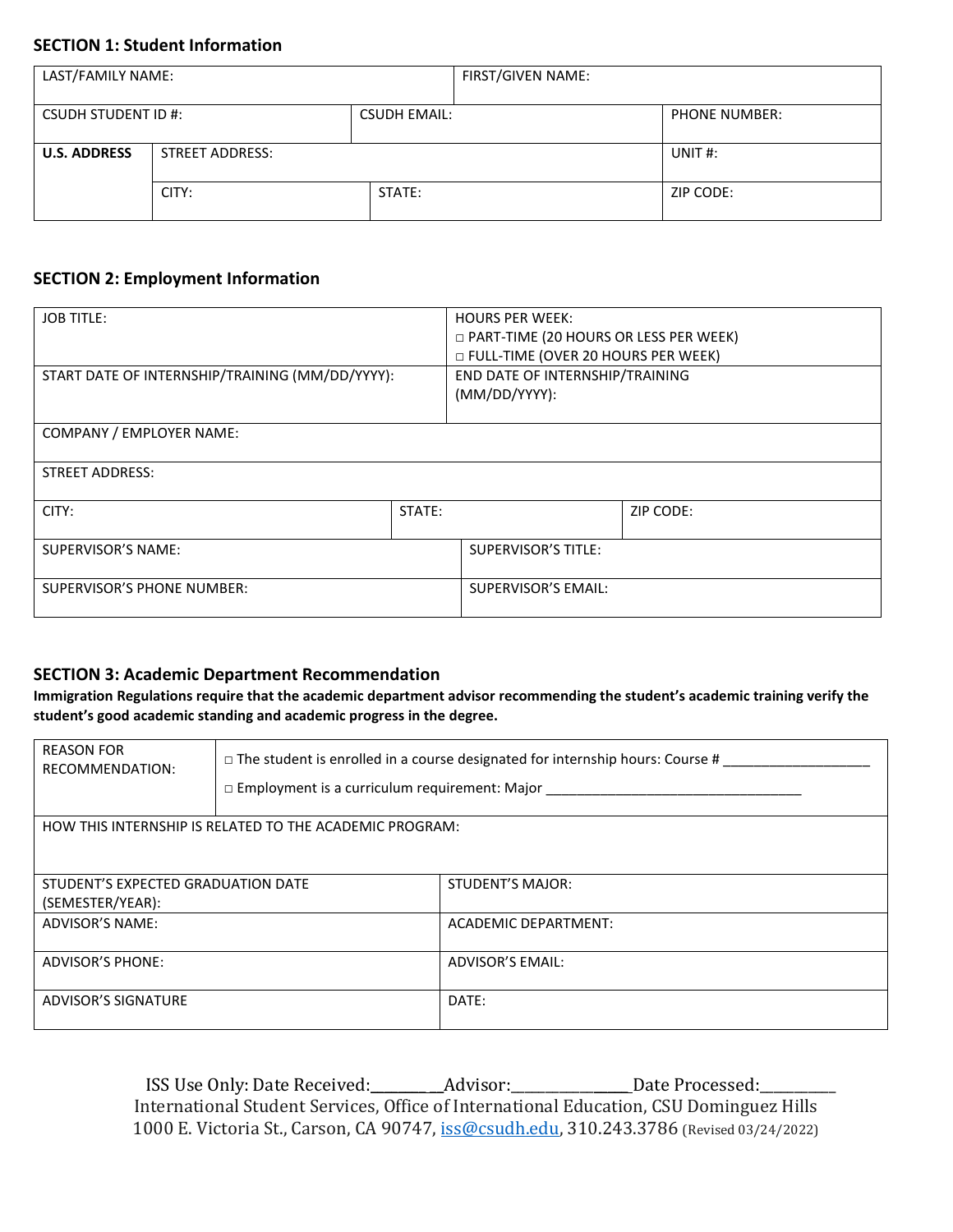### SECTION 1: Student Information

| | | | |
|---|---|---|---|
| LAST/FAMILY NAME: | | FIRST/GIVEN NAME: | |
| CSUDH STUDENT ID #: | CSUDH EMAIL: | | PHONE NUMBER: |
| **U.S. ADDRESS** | STREET ADDRESS: | | UNIT #: |
| | CITY: | STATE: | ZIP CODE: |

### SECTION 2: Employment Information

| | |
|---|---|
| JOB TITLE: | HOURS PER WEEK:<br>□ PART-TIME (20 HOURS OR LESS PER WEEK)<br>□ FULL-TIME (OVER 20 HOURS PER WEEK) |
| START DATE OF INTERNSHIP/TRAINING (MM/DD/YYYY): | END DATE OF INTERNSHIP/TRAINING (MM/DD/YYYY): |

| | | |
|---|---|---|
| COMPANY / EMPLOYER NAME: | | |
| STREET ADDRESS: | | |
| CITY: | STATE: | ZIP CODE: |

| | |
|---|---|
| SUPERVISOR'S NAME: | SUPERVISOR'S TITLE: |
| SUPERVISOR'S PHONE NUMBER: | SUPERVISOR'S EMAIL: |

### SECTION 3: Academic Department Recommendation

**Immigration Regulations require that the academic department advisor recommending the student's academic training verify the student's good academic standing and academic progress in the degree.**

| | |
|---|---|
| REASON FOR RECOMMENDATION: | □ The student is enrolled in a course designated for internship hours: Course # ___________________<br>□ Employment is a curriculum requirement: Major _________________________________ |
| HOW THIS INTERNSHIP IS RELATED TO THE ACADEMIC PROGRAM: | |

| | |
|---|---|
| STUDENT'S EXPECTED GRADUATION DATE (SEMESTER/YEAR): | STUDENT'S MAJOR: |
| ADVISOR'S NAME: | ACADEMIC DEPARTMENT: |
| ADVISOR'S PHONE: | ADVISOR'S EMAIL: |
| ADVISOR'S SIGNATURE | DATE: |

ISS Use Only: Date Received:__________Advisor:______________Date Processed:_________

International Student Services, Office of International Education, CSU Dominguez Hills
1000 E. Victoria St., Carson, CA 90747, iss@csudh.edu, 310.243.3786 (Revised 03/24/2022)